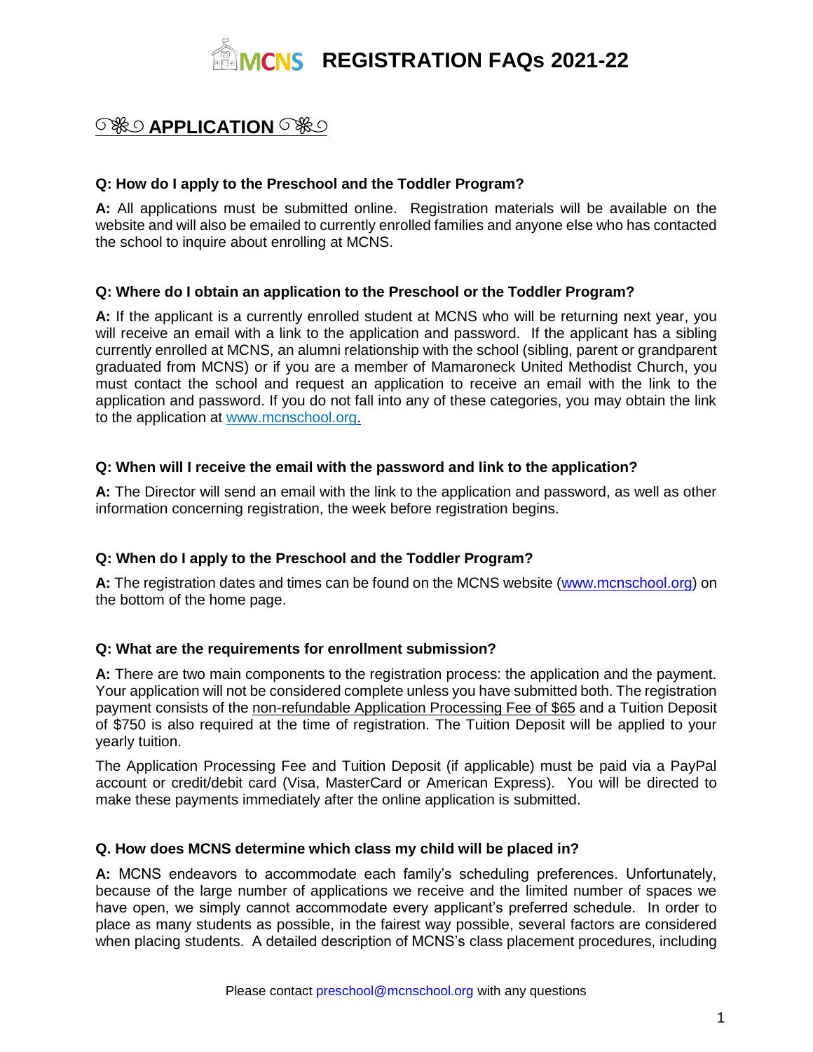# MCNS REGISTRATION FAQs 2021-22

## ೋ❀ೋ APPLICATION ೋ❀ೋ

**Q: How do I apply to the Preschool and the Toddler Program?**

**A:** All applications must be submitted online. Registration materials will be available on the website and will also be emailed to currently enrolled families and anyone else who has contacted the school to inquire about enrolling at MCNS.

**Q: Where do I obtain an application to the Preschool or the Toddler Program?**

**A:** If the applicant is a currently enrolled student at MCNS who will be returning next year, you will receive an email with a link to the application and password. If the applicant has a sibling currently enrolled at MCNS, an alumni relationship with the school (sibling, parent or grandparent graduated from MCNS) or if you are a member of Mamaroneck United Methodist Church, you must contact the school and request an application to receive an email with the link to the application and password. If you do not fall into any of these categories, you may obtain the link to the application at www.mcnschool.org.

**Q: When will I receive the email with the password and link to the application?**

**A:** The Director will send an email with the link to the application and password, as well as other information concerning registration, the week before registration begins.

**Q: When do I apply to the Preschool and the Toddler Program?**

**A:** The registration dates and times can be found on the MCNS website (www.mcnschool.org) on the bottom of the home page.

**Q: What are the requirements for enrollment submission?**

**A:** There are two main components to the registration process: the application and the payment. Your application will not be considered complete unless you have submitted both. The registration payment consists of the non-refundable Application Processing Fee of $65 and a Tuition Deposit of $750 is also required at the time of registration. The Tuition Deposit will be applied to your yearly tuition.

The Application Processing Fee and Tuition Deposit (if applicable) must be paid via a PayPal account or credit/debit card (Visa, MasterCard or American Express). You will be directed to make these payments immediately after the online application is submitted.

**Q. How does MCNS determine which class my child will be placed in?**

**A:** MCNS endeavors to accommodate each family's scheduling preferences. Unfortunately, because of the large number of applications we receive and the limited number of spaces we have open, we simply cannot accommodate every applicant's preferred schedule. In order to place as many students as possible, in the fairest way possible, several factors are considered when placing students. A detailed description of MCNS's class placement procedures, including

Please contact preschool@mcnschool.org with any questions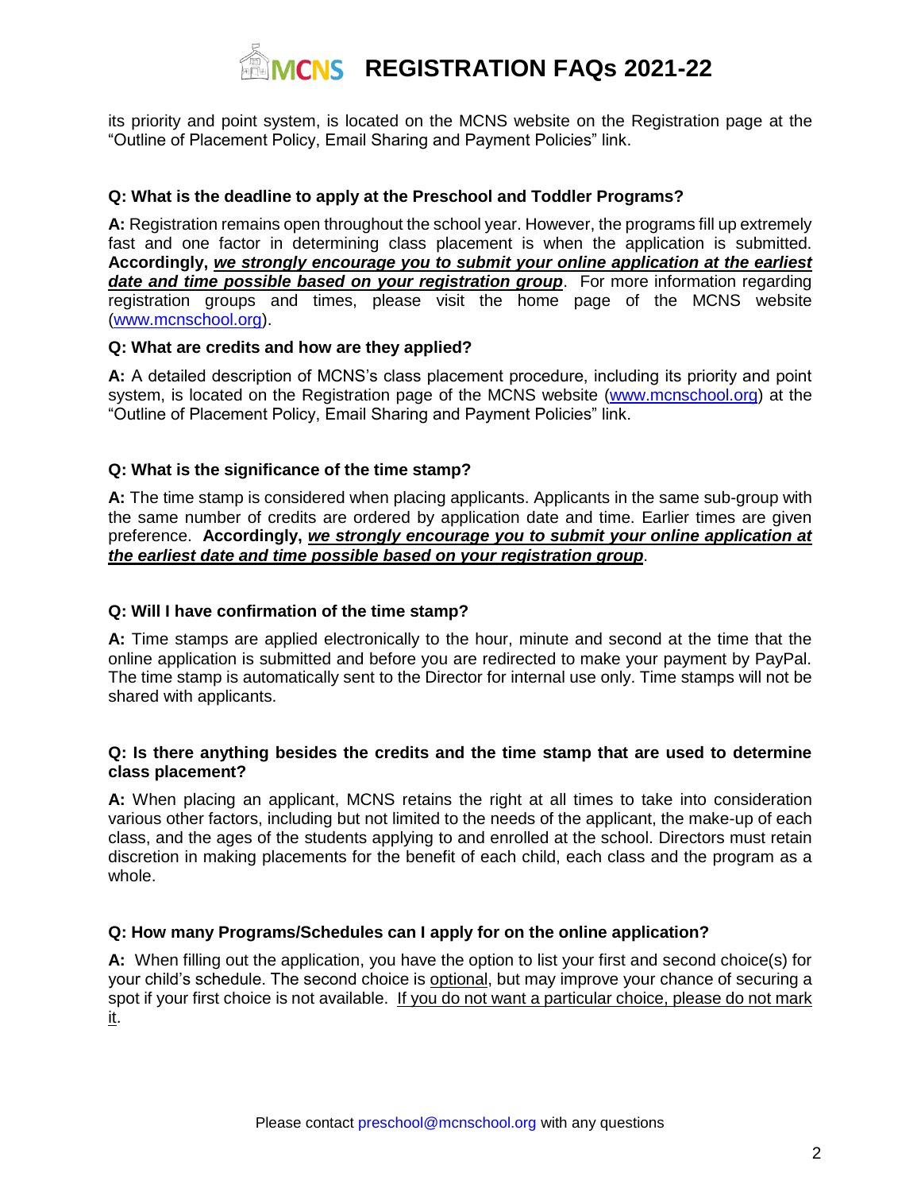its priority and point system, is located on the MCNS website on the Registration page at the "Outline of Placement Policy, Email Sharing and Payment Policies" link.

**Q: What is the deadline to apply at the Preschool and Toddler Programs?**

**A:** Registration remains open throughout the school year. However, the programs fill up extremely fast and one factor in determining class placement is when the application is submitted. **Accordingly, *<u>we strongly encourage you to submit your online application at the earliest date and time possible based on your registration group</u>*.** For more information regarding registration groups and times, please visit the home page of the MCNS website (www.mcnschool.org).

**Q: What are credits and how are they applied?**

**A:** A detailed description of MCNS's class placement procedure, including its priority and point system, is located on the Registration page of the MCNS website (www.mcnschool.org) at the "Outline of Placement Policy, Email Sharing and Payment Policies" link.

**Q: What is the significance of the time stamp?**

**A:** The time stamp is considered when placing applicants. Applicants in the same sub-group with the same number of credits are ordered by application date and time. Earlier times are given preference. **Accordingly, *<u>we strongly encourage you to submit your online application at the earliest date and time possible based on your registration group</u>*.**

**Q: Will I have confirmation of the time stamp?**

**A:** Time stamps are applied electronically to the hour, minute and second at the time that the online application is submitted and before you are redirected to make your payment by PayPal. The time stamp is automatically sent to the Director for internal use only. Time stamps will not be shared with applicants.

**Q: Is there anything besides the credits and the time stamp that are used to determine class placement?**

**A:** When placing an applicant, MCNS retains the right at all times to take into consideration various other factors, including but not limited to the needs of the applicant, the make-up of each class, and the ages of the students applying to and enrolled at the school. Directors must retain discretion in making placements for the benefit of each child, each class and the program as a whole.

**Q: How many Programs/Schedules can I apply for on the online application?**

**A:** When filling out the application, you have the option to list your first and second choice(s) for your child's schedule. The second choice is <u>optional</u>, but may improve your chance of securing a spot if your first choice is not available. <u>If you do not want a particular choice, please do not mark it</u>.

Please contact preschool@mcnschool.org with any questions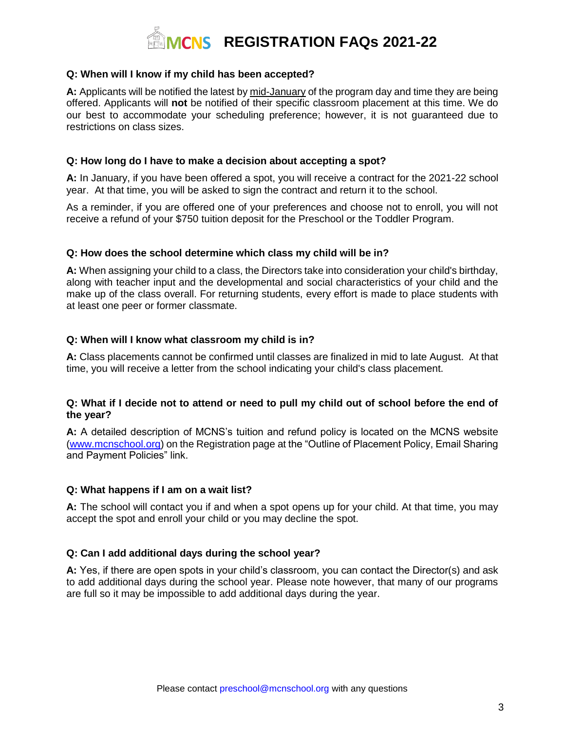# MCNS REGISTRATION FAQs 2021-22

**Q: When will I know if my child has been accepted?**

**A:** Applicants will be notified the latest by mid-January of the program day and time they are being offered. Applicants will **not** be notified of their specific classroom placement at this time. We do our best to accommodate your scheduling preference; however, it is not guaranteed due to restrictions on class sizes.

**Q: How long do I have to make a decision about accepting a spot?**

**A:** In January, if you have been offered a spot, you will receive a contract for the 2021-22 school year. At that time, you will be asked to sign the contract and return it to the school.

As a reminder, if you are offered one of your preferences and choose not to enroll, you will not receive a refund of your $750 tuition deposit for the Preschool or the Toddler Program.

**Q: How does the school determine which class my child will be in?**

**A:** When assigning your child to a class, the Directors take into consideration your child's birthday, along with teacher input and the developmental and social characteristics of your child and the make up of the class overall. For returning students, every effort is made to place students with at least one peer or former classmate.

**Q: When will I know what classroom my child is in?**

**A:** Class placements cannot be confirmed until classes are finalized in mid to late August. At that time, you will receive a letter from the school indicating your child's class placement.

**Q: What if I decide not to attend or need to pull my child out of school before the end of the year?**

**A:** A detailed description of MCNS's tuition and refund policy is located on the MCNS website (www.mcnschool.org) on the Registration page at the "Outline of Placement Policy, Email Sharing and Payment Policies" link.

**Q: What happens if I am on a wait list?**

**A:** The school will contact you if and when a spot opens up for your child. At that time, you may accept the spot and enroll your child or you may decline the spot.

**Q: Can I add additional days during the school year?**

**A:** Yes, if there are open spots in your child's classroom, you can contact the Director(s) and ask to add additional days during the school year. Please note however, that many of our programs are full so it may be impossible to add additional days during the year.

Please contact preschool@mcnschool.org with any questions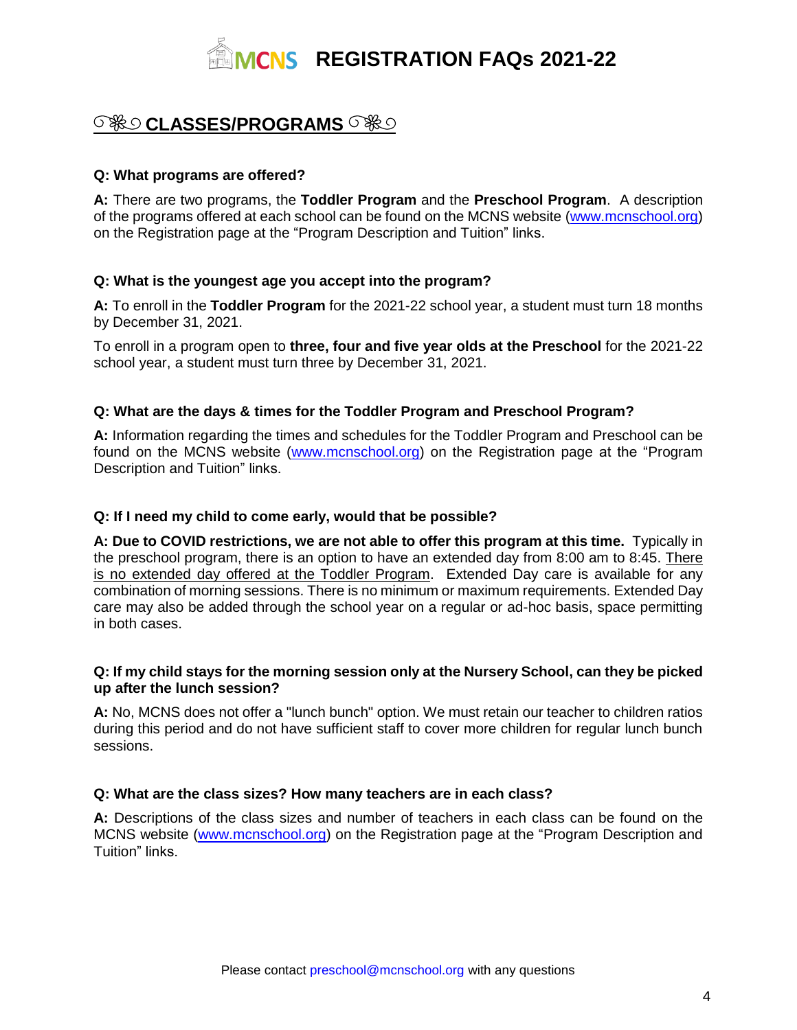# MCNS REGISTRATION FAQs 2021-22

## CLASSES/PROGRAMS

**Q: What programs are offered?**

**A:** There are two programs, the **Toddler Program** and the **Preschool Program**. A description of the programs offered at each school can be found on the MCNS website (www.mcnschool.org) on the Registration page at the "Program Description and Tuition" links.

**Q: What is the youngest age you accept into the program?**

**A:** To enroll in the **Toddler Program** for the 2021-22 school year, a student must turn 18 months by December 31, 2021.

To enroll in a program open to **three, four and five year olds at the Preschool** for the 2021-22 school year, a student must turn three by December 31, 2021.

**Q: What are the days & times for the Toddler Program and Preschool Program?**

**A:** Information regarding the times and schedules for the Toddler Program and Preschool can be found on the MCNS website (www.mcnschool.org) on the Registration page at the "Program Description and Tuition" links.

**Q: If I need my child to come early, would that be possible?**

**A: Due to COVID restrictions, we are not able to offer this program at this time.** Typically in the preschool program, there is an option to have an extended day from 8:00 am to 8:45. There is no extended day offered at the Toddler Program. Extended Day care is available for any combination of morning sessions. There is no minimum or maximum requirements. Extended Day care may also be added through the school year on a regular or ad-hoc basis, space permitting in both cases.

**Q: If my child stays for the morning session only at the Nursery School, can they be picked up after the lunch session?**

**A:** No, MCNS does not offer a "lunch bunch" option. We must retain our teacher to children ratios during this period and do not have sufficient staff to cover more children for regular lunch bunch sessions.

**Q: What are the class sizes? How many teachers are in each class?**

**A:** Descriptions of the class sizes and number of teachers in each class can be found on the MCNS website (www.mcnschool.org) on the Registration page at the "Program Description and Tuition" links.

Please contact preschool@mcnschool.org with any questions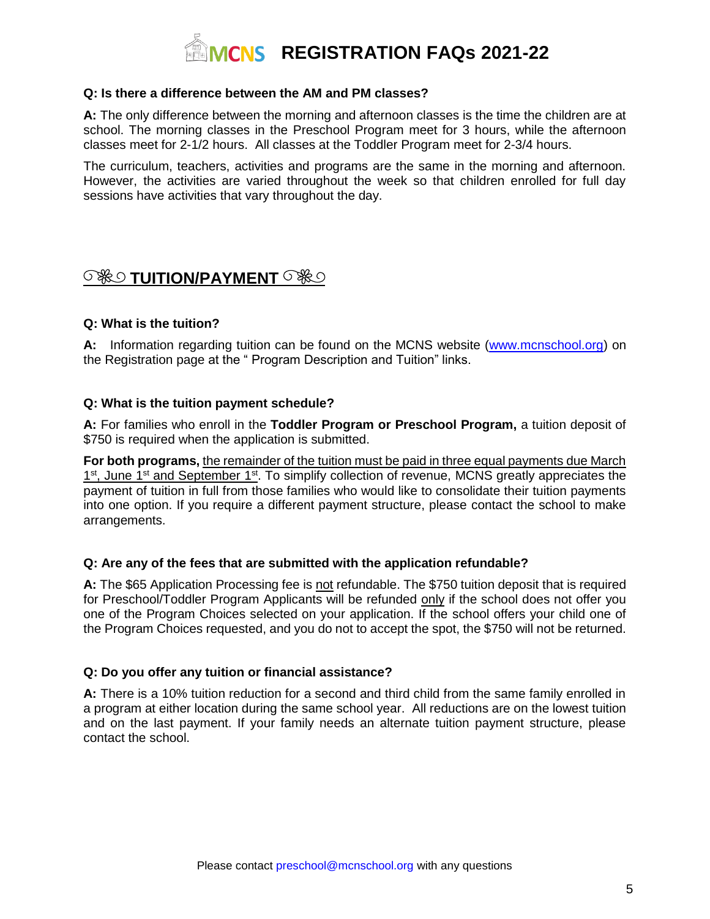**Q: Is there a difference between the AM and PM classes?**

**A:** The only difference between the morning and afternoon classes is the time the children are at school. The morning classes in the Preschool Program meet for 3 hours, while the afternoon classes meet for 2-1/2 hours. All classes at the Toddler Program meet for 2-3/4 hours.

The curriculum, teachers, activities and programs are the same in the morning and afternoon. However, the activities are varied throughout the week so that children enrolled for full day sessions have activities that vary throughout the day.

## ୨❀୧ TUITION/PAYMENT ୨❀୧

**Q: What is the tuition?**

**A:** Information regarding tuition can be found on the MCNS website (www.mcnschool.org) on the Registration page at the " Program Description and Tuition" links.

**Q: What is the tuition payment schedule?**

**A:** For families who enroll in the **Toddler Program or Preschool Program,** a tuition deposit of $750 is required when the application is submitted.

**For both programs,** the remainder of the tuition must be paid in three equal payments due March 1st, June 1st and September 1st. To simplify collection of revenue, MCNS greatly appreciates the payment of tuition in full from those families who would like to consolidate their tuition payments into one option. If you require a different payment structure, please contact the school to make arrangements.

**Q: Are any of the fees that are submitted with the application refundable?**

**A:** The $65 Application Processing fee is not refundable. The $750 tuition deposit that is required for Preschool/Toddler Program Applicants will be refunded only if the school does not offer you one of the Program Choices selected on your application. If the school offers your child one of the Program Choices requested, and you do not to accept the spot, the $750 will not be returned.

**Q: Do you offer any tuition or financial assistance?**

**A:** There is a 10% tuition reduction for a second and third child from the same family enrolled in a program at either location during the same school year. All reductions are on the lowest tuition and on the last payment. If your family needs an alternate tuition payment structure, please contact the school.

Please contact preschool@mcnschool.org with any questions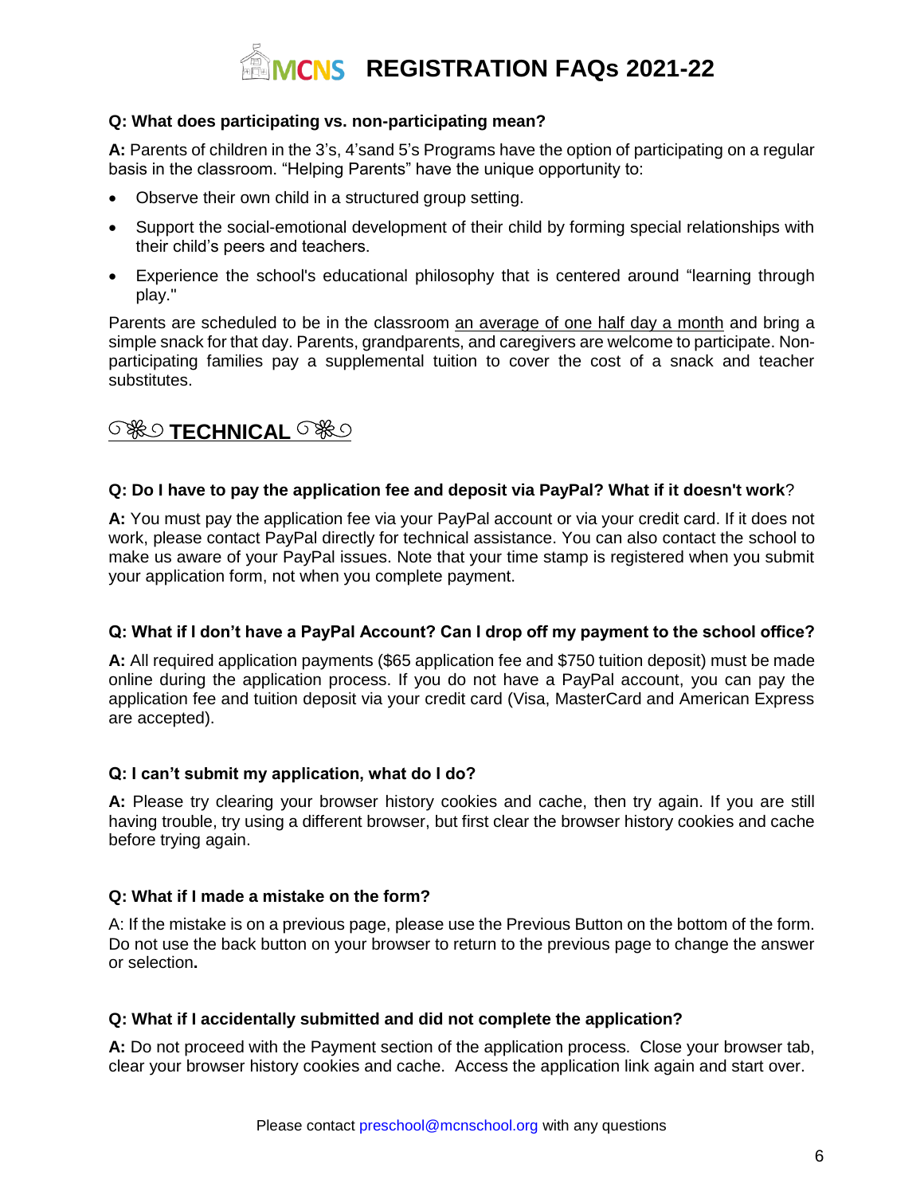**Q: What does participating vs. non-participating mean?**

**A:** Parents of children in the 3's, 4'sand 5's Programs have the option of participating on a regular basis in the classroom. "Helping Parents" have the unique opportunity to:

- Observe their own child in a structured group setting.
- Support the social-emotional development of their child by forming special relationships with their child's peers and teachers.
- Experience the school's educational philosophy that is centered around "learning through play."

Parents are scheduled to be in the classroom an average of one half day a month and bring a simple snack for that day. Parents, grandparents, and caregivers are welcome to participate. Non-participating families pay a supplemental tuition to cover the cost of a snack and teacher substitutes.

## ☙❀☙ TECHNICAL ☙❀☙

**Q: Do I have to pay the application fee and deposit via PayPal? What if it doesn't work?**

**A:** You must pay the application fee via your PayPal account or via your credit card. If it does not work, please contact PayPal directly for technical assistance. You can also contact the school to make us aware of your PayPal issues. Note that your time stamp is registered when you submit your application form, not when you complete payment.

**Q: What if I don't have a PayPal Account? Can I drop off my payment to the school office?**

**A:** All required application payments ($65 application fee and $750 tuition deposit) must be made online during the application process. If you do not have a PayPal account, you can pay the application fee and tuition deposit via your credit card (Visa, MasterCard and American Express are accepted).

**Q: I can't submit my application, what do I do?**

**A:** Please try clearing your browser history cookies and cache, then try again. If you are still having trouble, try using a different browser, but first clear the browser history cookies and cache before trying again.

**Q: What if I made a mistake on the form?**

A: If the mistake is on a previous page, please use the Previous Button on the bottom of the form. Do not use the back button on your browser to return to the previous page to change the answer or selection.

**Q: What if I accidentally submitted and did not complete the application?**

**A:** Do not proceed with the Payment section of the application process. Close your browser tab, clear your browser history cookies and cache. Access the application link again and start over.

Please contact preschool@mcnschool.org with any questions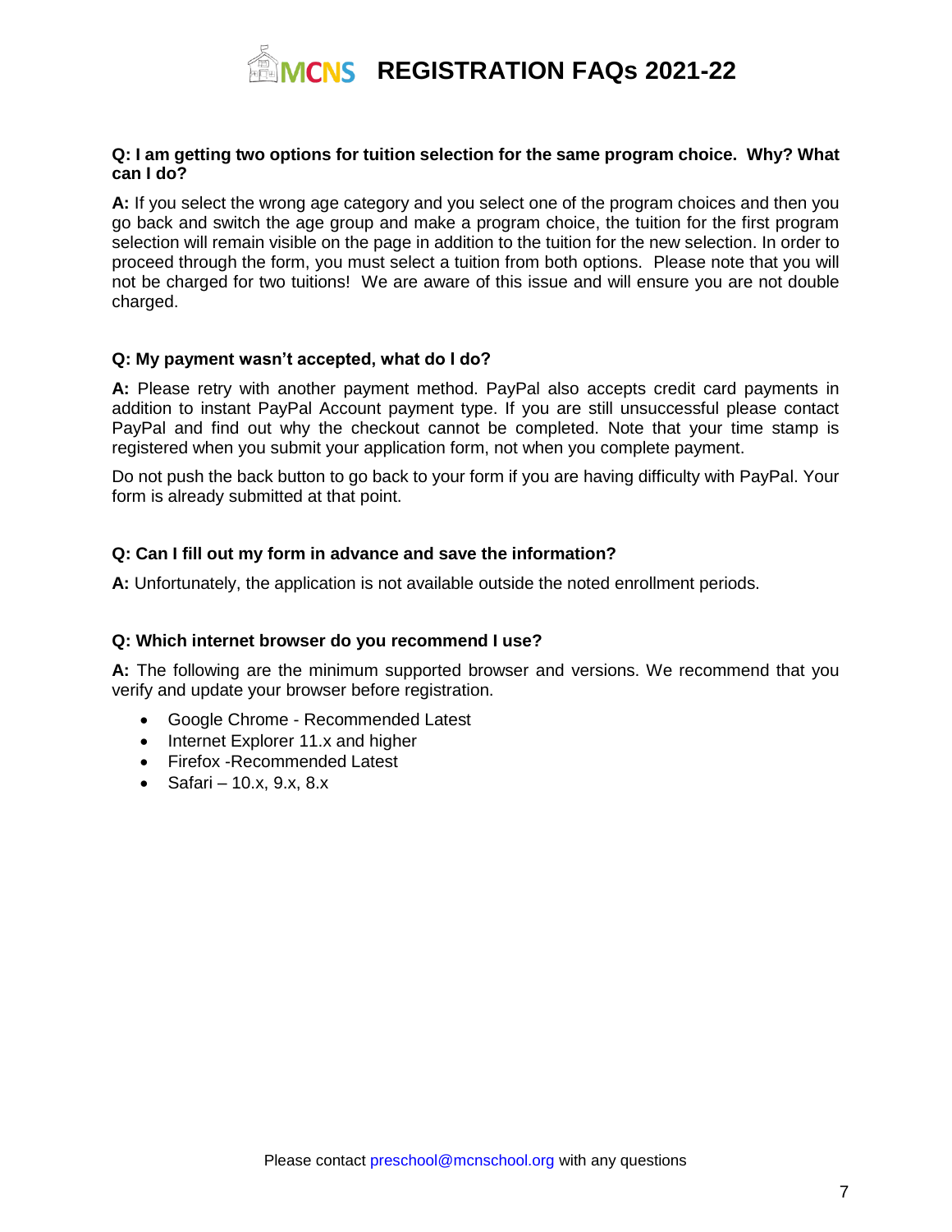**Q: I am getting two options for tuition selection for the same program choice. Why? What can I do?**

**A:** If you select the wrong age category and you select one of the program choices and then you go back and switch the age group and make a program choice, the tuition for the first program selection will remain visible on the page in addition to the tuition for the new selection. In order to proceed through the form, you must select a tuition from both options. Please note that you will not be charged for two tuitions! We are aware of this issue and will ensure you are not double charged.

**Q: My payment wasn't accepted, what do I do?**

**A:** Please retry with another payment method. PayPal also accepts credit card payments in addition to instant PayPal Account payment type. If you are still unsuccessful please contact PayPal and find out why the checkout cannot be completed. Note that your time stamp is registered when you submit your application form, not when you complete payment.

Do not push the back button to go back to your form if you are having difficulty with PayPal. Your form is already submitted at that point.

**Q: Can I fill out my form in advance and save the information?**

**A:** Unfortunately, the application is not available outside the noted enrollment periods.

**Q: Which internet browser do you recommend I use?**

**A:** The following are the minimum supported browser and versions. We recommend that you verify and update your browser before registration.

- Google Chrome - Recommended Latest
- Internet Explorer 11.x and higher
- Firefox -Recommended Latest
- Safari – 10.x, 9.x, 8.x

Please contact preschool@mcnschool.org with any questions